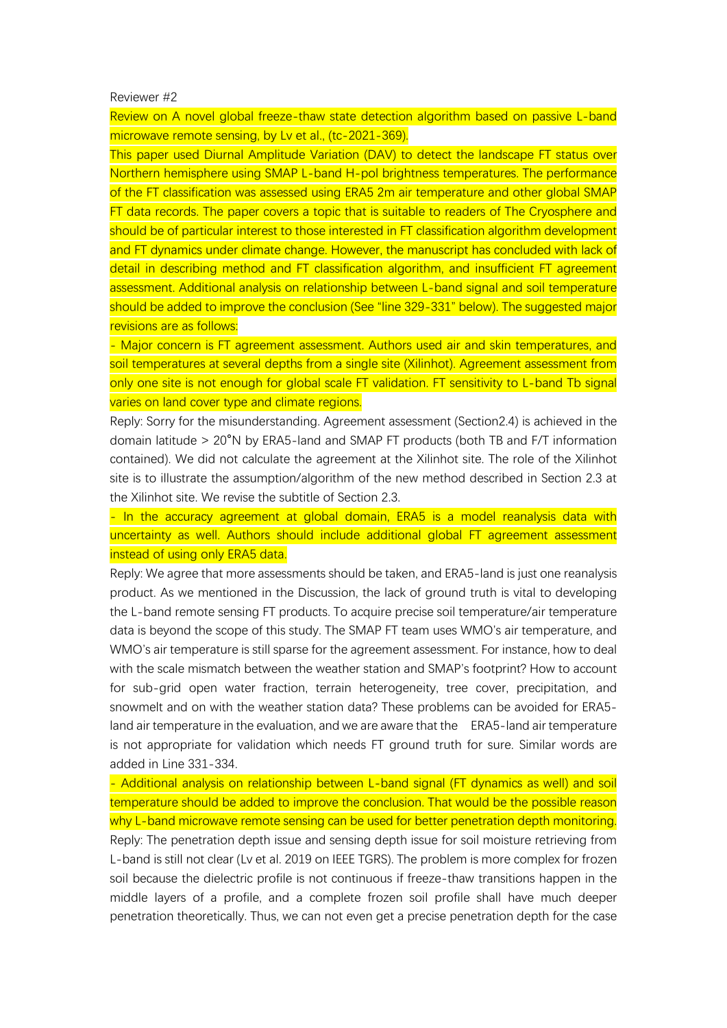Reviewer #2

Review on A novel global freeze-thaw state detection algorithm based on passive L-band microwave remote sensing, by Lv et al., (tc-2021-369).

This paper used Diurnal Amplitude Variation (DAV) to detect the landscape FT status over Northern hemisphere using SMAP L-band H-pol brightness temperatures. The performance of the FT classification was assessed using ERA5 2m air temperature and other global SMAP FT data records. The paper covers a topic that is suitable to readers of The Cryosphere and should be of particular interest to those interested in FT classification algorithm development and FT dynamics under climate change. However, the manuscript has concluded with lack of detail in describing method and FT classification algorithm, and insufficient FT agreement assessment. Additional analysis on relationship between L-band signal and soil temperature should be added to improve the conclusion (See "line 329-331" below). The suggested major revisions are as follows:

- Major concern is FT agreement assessment. Authors used air and skin temperatures, and soil temperatures at several depths from a single site (Xilinhot). Agreement assessment from only one site is not enough for global scale FT validation. FT sensitivity to L-band Tb signal varies on land cover type and climate regions.

Reply: Sorry for the misunderstanding. Agreement assessment (Section2.4) is achieved in the domain latitude > 20°N by ERA5-land and SMAP FT products (both TB and F/T information contained). We did not calculate the agreement at the Xilinhot site. The role of the Xilinhot site is to illustrate the assumption/algorithm of the new method described in Section 2.3 at the Xilinhot site. We revise the subtitle of Section 2.3.

- In the accuracy agreement at global domain, ERA5 is a model reanalysis data with uncertainty as well. Authors should include additional global FT agreement assessment instead of using only ERA5 data.

Reply: We agree that more assessments should be taken, and ERA5-land is just one reanalysis product. As we mentioned in the Discussion, the lack of ground truth is vital to developing the L-band remote sensing FT products. To acquire precise soil temperature/air temperature data is beyond the scope of this study. The SMAP FT team uses WMO's air temperature, and WMO's air temperature is still sparse for the agreement assessment. For instance, how to deal with the scale mismatch between the weather station and SMAP's footprint? How to account for sub-grid open water fraction, terrain heterogeneity, tree cover, precipitation, and snowmelt and on with the weather station data? These problems can be avoided for ERA5-land air temperature in the evaluation, and we are aware that the ERA5-land air temperature is not appropriate for validation which needs FT ground truth for sure. Similar words are added in Line 331-334.

- Additional analysis on relationship between L-band signal (FT dynamics as well) and soil temperature should be added to improve the conclusion. That would be the possible reason why L-band microwave remote sensing can be used for better penetration depth monitoring.

Reply: The penetration depth issue and sensing depth issue for soil moisture retrieving from L-band is still not clear (Lv et al. 2019 on IEEE TGRS). The problem is more complex for frozen soil because the dielectric profile is not continuous if freeze-thaw transitions happen in the middle layers of a profile, and a complete frozen soil profile shall have much deeper penetration theoretically. Thus, we can not even get a precise penetration depth for the case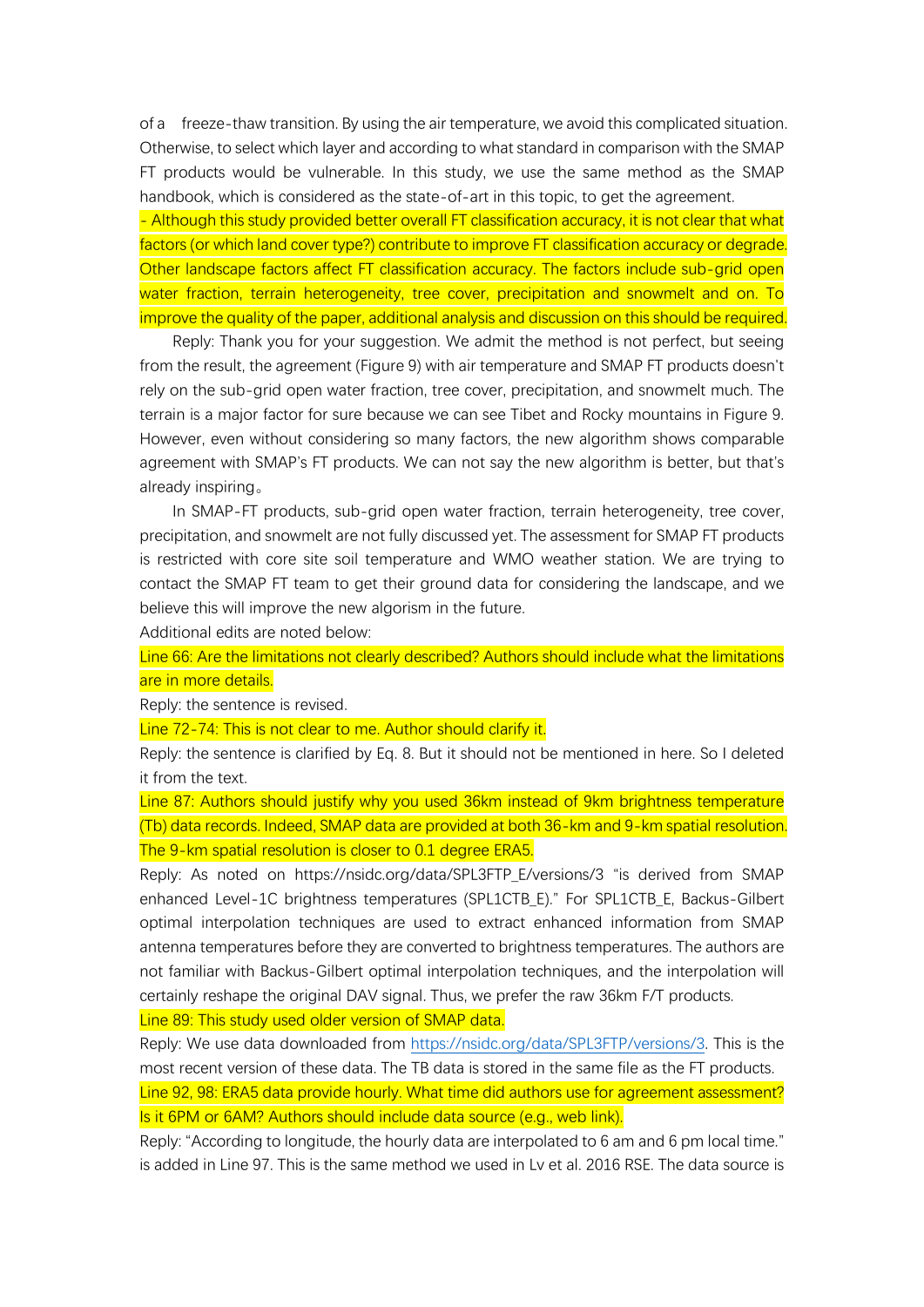of a freeze-thaw transition. By using the air temperature, we avoid this complicated situation. Otherwise, to select which layer and according to what standard in comparison with the SMAP FT products would be vulnerable. In this study, we use the same method as the SMAP handbook, which is considered as the state-of-art in this topic, to get the agreement.

- Although this study provided better overall FT classification accuracy, it is not clear that what factors (or which land cover type?) contribute to improve FT classification accuracy or degrade. Other landscape factors affect FT classification accuracy. The factors include sub-grid open water fraction, terrain heterogeneity, tree cover, precipitation and snowmelt and on. To improve the quality of the paper, additional analysis and discussion on this should be required.

Reply: Thank you for your suggestion. We admit the method is not perfect, but seeing from the result, the agreement (Figure 9) with air temperature and SMAP FT products doesn't rely on the sub-grid open water fraction, tree cover, precipitation, and snowmelt much. The terrain is a major factor for sure because we can see Tibet and Rocky mountains in Figure 9. However, even without considering so many factors, the new algorithm shows comparable agreement with SMAP's FT products. We can not say the new algorithm is better, but that's already inspiring。

In SMAP-FT products, sub-grid open water fraction, terrain heterogeneity, tree cover, precipitation, and snowmelt are not fully discussed yet. The assessment for SMAP FT products is restricted with core site soil temperature and WMO weather station. We are trying to contact the SMAP FT team to get their ground data for considering the landscape, and we believe this will improve the new algorism in the future.

Additional edits are noted below:

Line 66: Are the limitations not clearly described? Authors should include what the limitations are in more details.

Reply: the sentence is revised.

Line 72-74: This is not clear to me. Author should clarify it.

Reply: the sentence is clarified by Eq. 8. But it should not be mentioned in here. So I deleted it from the text.

Line 87: Authors should justify why you used 36km instead of 9km brightness temperature (Tb) data records. Indeed, SMAP data are provided at both 36-km and 9-km spatial resolution. The 9-km spatial resolution is closer to 0.1 degree ERA5.

Reply: As noted on https://nsidc.org/data/SPL3FTP_E/versions/3 "is derived from SMAP enhanced Level-1C brightness temperatures (SPL1CTB_E)." For SPL1CTB_E, Backus-Gilbert optimal interpolation techniques are used to extract enhanced information from SMAP antenna temperatures before they are converted to brightness temperatures. The authors are not familiar with Backus-Gilbert optimal interpolation techniques, and the interpolation will certainly reshape the original DAV signal. Thus, we prefer the raw 36km F/T products.

Line 89: This study used older version of SMAP data.

Reply: We use data downloaded from https://nsidc.org/data/SPL3FTP/versions/3. This is the most recent version of these data. The TB data is stored in the same file as the FT products.

Line 92, 98: ERA5 data provide hourly. What time did authors use for agreement assessment? Is it 6PM or 6AM? Authors should include data source (e.g., web link).

Reply: "According to longitude, the hourly data are interpolated to 6 am and 6 pm local time." is added in Line 97. This is the same method we used in Lv et al. 2016 RSE. The data source is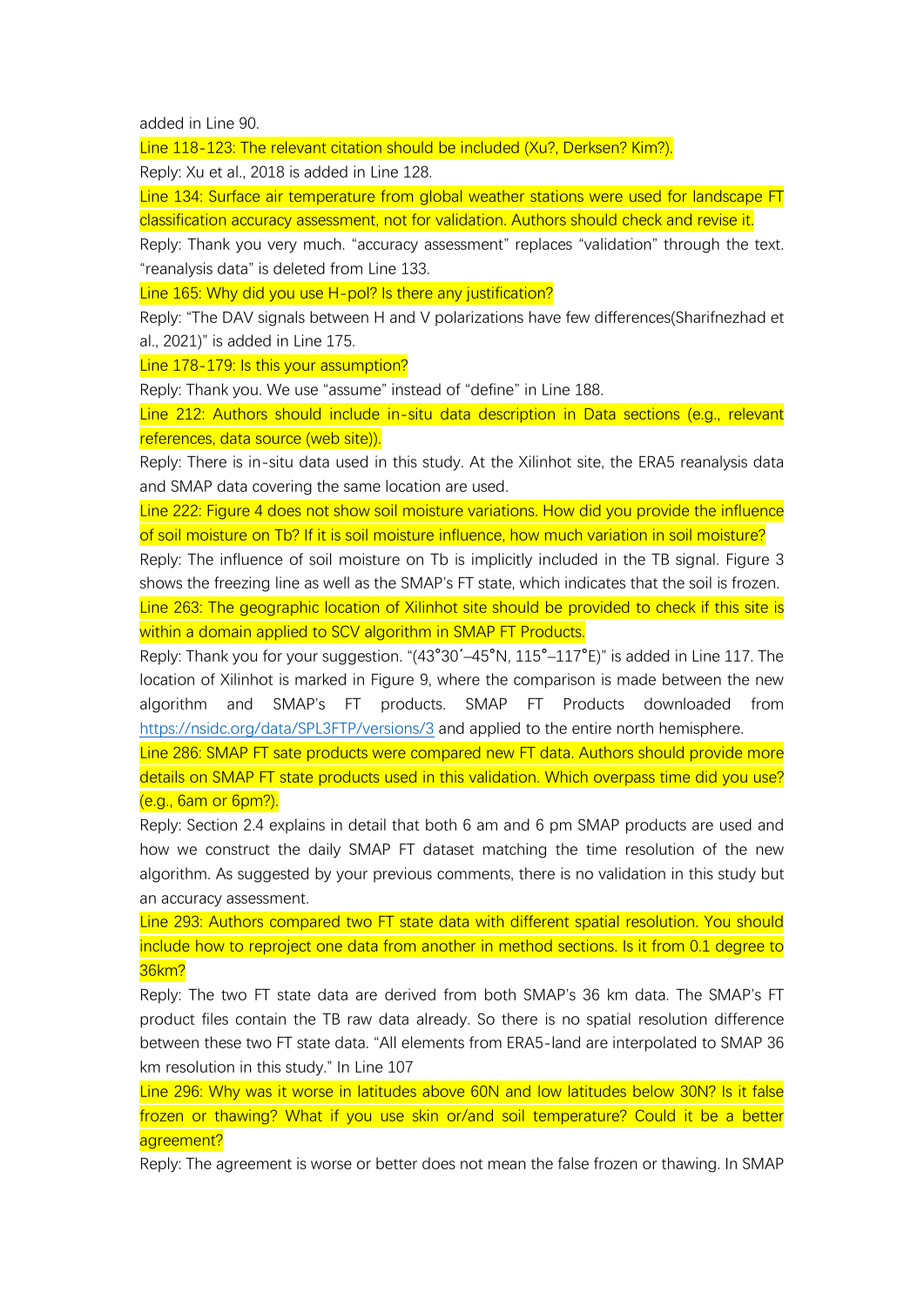added in Line 90.

Line 118-123: The relevant citation should be included (Xu?, Derksen? Kim?).

Reply: Xu et al., 2018 is added in Line 128.

Line 134: Surface air temperature from global weather stations were used for landscape FT classification accuracy assessment, not for validation. Authors should check and revise it.

Reply: Thank you very much. “accuracy assessment” replaces “validation” through the text. “reanalysis data” is deleted from Line 133.

Line 165: Why did you use H-pol? Is there any justification?

Reply: “The DAV signals between H and V polarizations have few differences(Sharifnezhad et al., 2021)” is added in Line 175.

Line 178-179: Is this your assumption?

Reply: Thank you. We use “assume” instead of “define” in Line 188.

Line 212: Authors should include in-situ data description in Data sections (e.g., relevant references, data source (web site)).

Reply: There is in-situ data used in this study. At the Xilinhot site, the ERA5 reanalysis data and SMAP data covering the same location are used.

Line 222: Figure 4 does not show soil moisture variations. How did you provide the influence of soil moisture on Tb? If it is soil moisture influence, how much variation in soil moisture?

Reply: The influence of soil moisture on Tb is implicitly included in the TB signal. Figure 3 shows the freezing line as well as the SMAP’s FT state, which indicates that the soil is frozen.

Line 263: The geographic location of Xilinhot site should be provided to check if this site is within a domain applied to SCV algorithm in SMAP FT Products.

Reply: Thank you for your suggestion. “(43°30´–45°N, 115°–117°E)” is added in Line 117. The location of Xilinhot is marked in Figure 9, where the comparison is made between the new algorithm and SMAP’s FT products. SMAP FT Products downloaded from https://nsidc.org/data/SPL3FTP/versions/3 and applied to the entire north hemisphere.

Line 286: SMAP FT sate products were compared new FT data. Authors should provide more details on SMAP FT state products used in this validation. Which overpass time did you use? (e.g., 6am or 6pm?).

Reply: Section 2.4 explains in detail that both 6 am and 6 pm SMAP products are used and how we construct the daily SMAP FT dataset matching the time resolution of the new algorithm. As suggested by your previous comments, there is no validation in this study but an accuracy assessment.

Line 293: Authors compared two FT state data with different spatial resolution. You should include how to reproject one data from another in method sections. Is it from 0.1 degree to 36km?

Reply: The two FT state data are derived from both SMAP’s 36 km data. The SMAP’s FT product files contain the TB raw data already. So there is no spatial resolution difference between these two FT state data. “All elements from ERA5-land are interpolated to SMAP 36 km resolution in this study.” In Line 107

Line 296: Why was it worse in latitudes above 60N and low latitudes below 30N? Is it false frozen or thawing? What if you use skin or/and soil temperature? Could it be a better agreement?

Reply: The agreement is worse or better does not mean the false frozen or thawing. In SMAP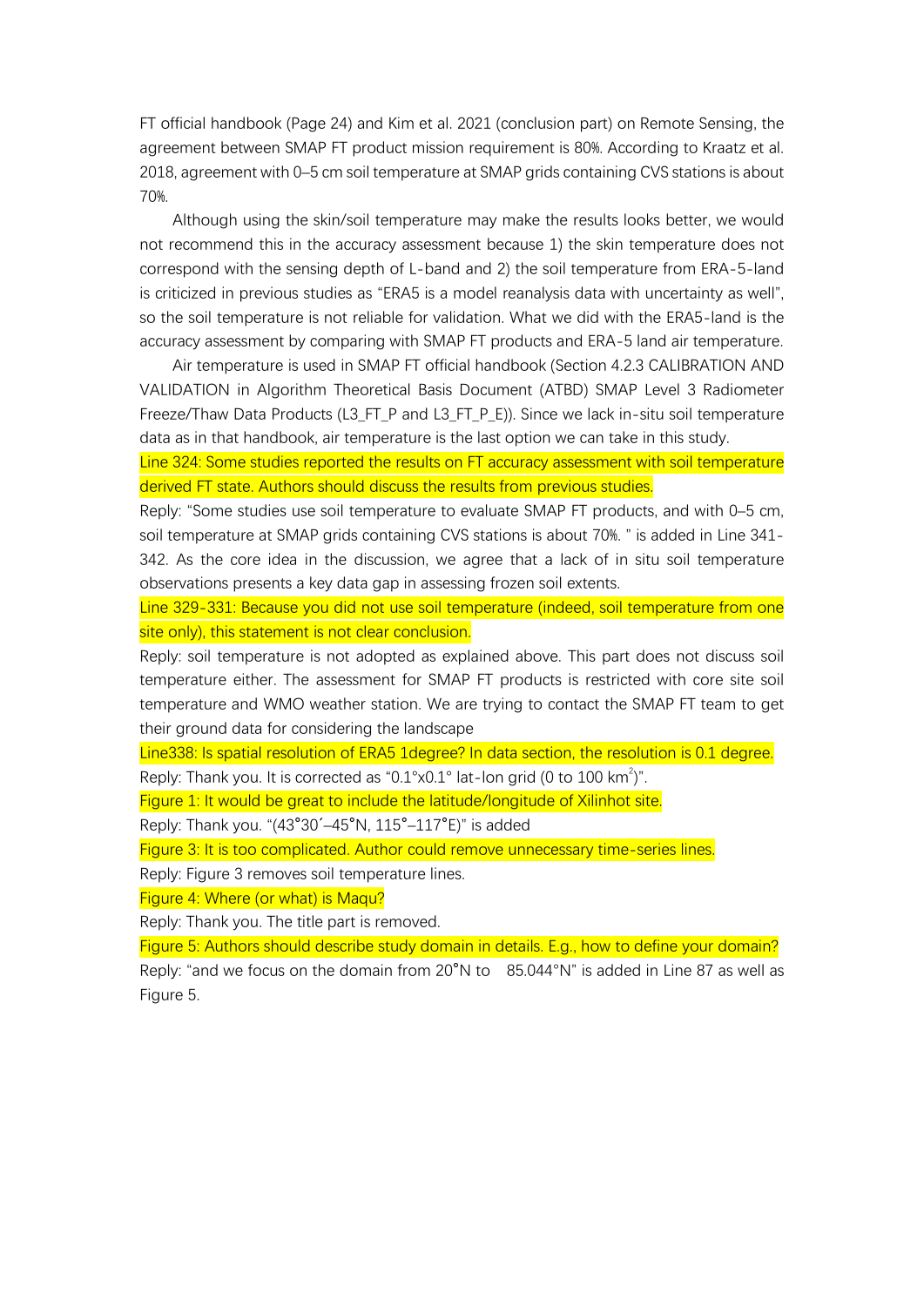FT official handbook (Page 24) and Kim et al. 2021 (conclusion part) on Remote Sensing, the agreement between SMAP FT product mission requirement is 80%. According to Kraatz et al. 2018, agreement with 0–5 cm soil temperature at SMAP grids containing CVS stations is about 70%.

Although using the skin/soil temperature may make the results looks better, we would not recommend this in the accuracy assessment because 1) the skin temperature does not correspond with the sensing depth of L-band and 2) the soil temperature from ERA-5-land is criticized in previous studies as "ERA5 is a model reanalysis data with uncertainty as well", so the soil temperature is not reliable for validation. What we did with the ERA5-land is the accuracy assessment by comparing with SMAP FT products and ERA-5 land air temperature.

Air temperature is used in SMAP FT official handbook (Section 4.2.3 CALIBRATION AND VALIDATION in Algorithm Theoretical Basis Document (ATBD) SMAP Level 3 Radiometer Freeze/Thaw Data Products (L3_FT_P and L3_FT_P_E)). Since we lack in-situ soil temperature data as in that handbook, air temperature is the last option we can take in this study.

Line 324: Some studies reported the results on FT accuracy assessment with soil temperature derived FT state. Authors should discuss the results from previous studies.

Reply: "Some studies use soil temperature to evaluate SMAP FT products, and with 0–5 cm, soil temperature at SMAP grids containing CVS stations is about 70%. " is added in Line 341-342. As the core idea in the discussion, we agree that a lack of in situ soil temperature observations presents a key data gap in assessing frozen soil extents.

Line 329-331: Because you did not use soil temperature (indeed, soil temperature from one site only), this statement is not clear conclusion.

Reply: soil temperature is not adopted as explained above. This part does not discuss soil temperature either. The assessment for SMAP FT products is restricted with core site soil temperature and WMO weather station. We are trying to contact the SMAP FT team to get their ground data for considering the landscape

Line338: Is spatial resolution of ERA5 1degree? In data section, the resolution is 0.1 degree.

Reply: Thank you. It is corrected as "0.1°x0.1° lat-lon grid (0 to 100 km$^2$)".

Figure 1: It would be great to include the latitude/longitude of Xilinhot site.

Reply: Thank you. "(43°30′–45°N, 115°–117°E)" is added

Figure 3: It is too complicated. Author could remove unnecessary time-series lines.

Reply: Figure 3 removes soil temperature lines.

Figure 4: Where (or what) is Maqu?

Reply: Thank you. The title part is removed.

Figure 5: Authors should describe study domain in details. E.g., how to define your domain?

Reply: "and we focus on the domain from 20°N to 85.044°N" is added in Line 87 as well as Figure 5.